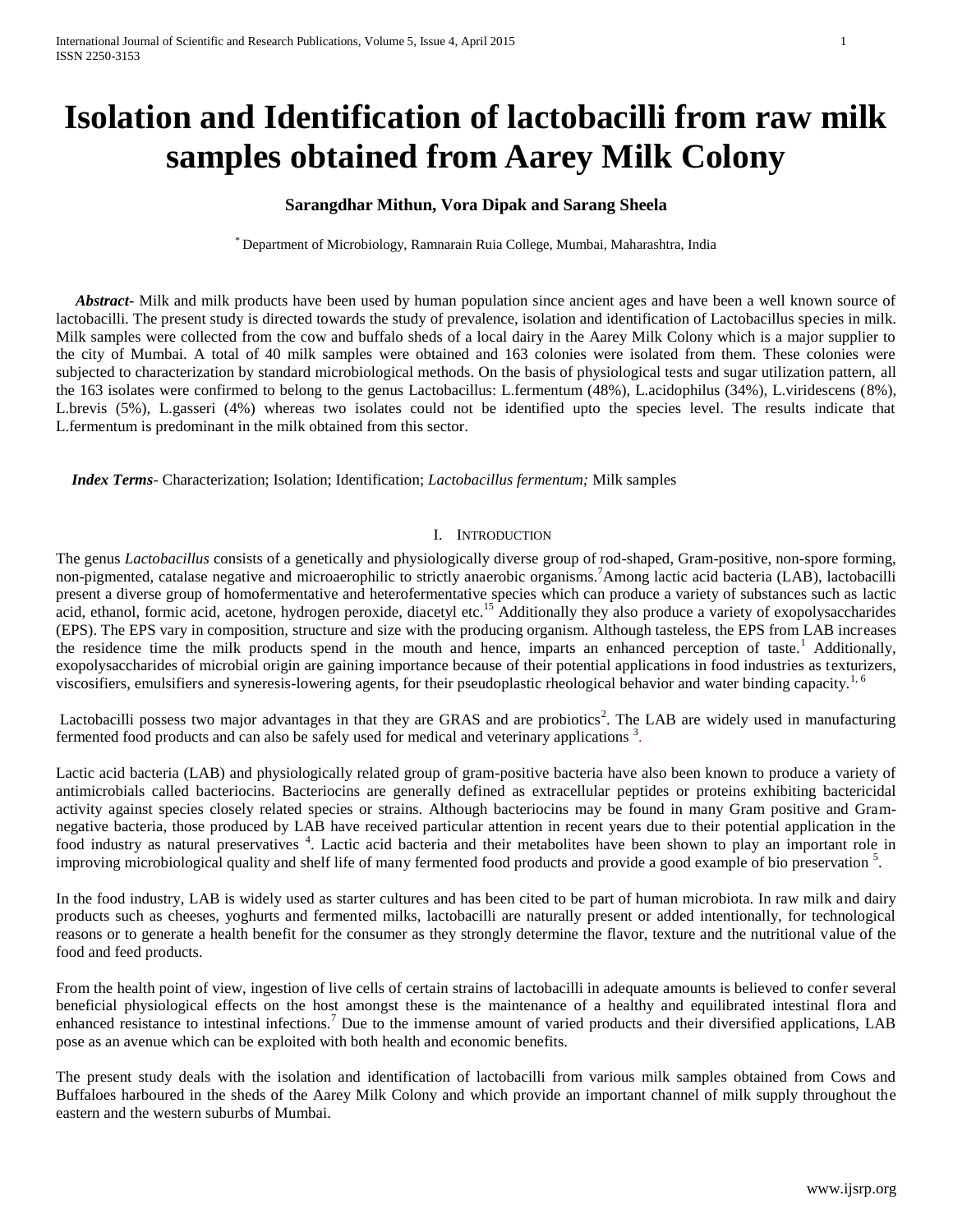# Isolation and Identification of lactobacilli from raw milk samples obtained from Aarey Milk Colony

**Sarangdhar Mithun, Vora Dipak and Sarang Sheela**

[*] Department of Microbiology, Ramnarain Ruia College, Mumbai, Maharashtra, India

***Abstract***- Milk and milk products have been used by human population since ancient ages and have been a well known source of lactobacilli. The present study is directed towards the study of prevalence, isolation and identification of Lactobacillus species in milk. Milk samples were collected from the cow and buffalo sheds of a local dairy in the Aarey Milk Colony which is a major supplier to the city of Mumbai. A total of 40 milk samples were obtained and 163 colonies were isolated from them. These colonies were subjected to characterization by standard microbiological methods. On the basis of physiological tests and sugar utilization pattern, all the 163 isolates were confirmed to belong to the genus Lactobacillus: L.fermentum (48%), L.acidophilus (34%), L.viridescens (8%), L.brevis (5%), L.gasseri (4%) whereas two isolates could not be identified upto the species level. The results indicate that L.fermentum is predominant in the milk obtained from this sector.

***Index Terms***- Characterization; Isolation; Identification; *Lactobacillus fermentum;* Milk samples

## I. Introduction

The genus *Lactobacillus* consists of a genetically and physiologically diverse group of rod-shaped, Gram-positive, non-spore forming, non-pigmented, catalase negative and microaerophilic to strictly anaerobic organisms.[7] Among lactic acid bacteria (LAB), lactobacilli present a diverse group of homofermentative and heterofermentative species which can produce a variety of substances such as lactic acid, ethanol, formic acid, acetone, hydrogen peroxide, diacetyl etc.[15] Additionally they also produce a variety of exopolysaccharides (EPS). The EPS vary in composition, structure and size with the producing organism. Although tasteless, the EPS from LAB increases the residence time the milk products spend in the mouth and hence, imparts an enhanced perception of taste.[1] Additionally, exopolysaccharides of microbial origin are gaining importance because of their potential applications in food industries as texturizers, viscosifiers, emulsifiers and syneresis-lowering agents, for their pseudoplastic rheological behavior and water binding capacity.[1, 6]

Lactobacilli possess two major advantages in that they are GRAS and are probiotics[2]. The LAB are widely used in manufacturing fermented food products and can also be safely used for medical and veterinary applications [3].

Lactic acid bacteria (LAB) and physiologically related group of gram-positive bacteria have also been known to produce a variety of antimicrobials called bacteriocins. Bacteriocins are generally defined as extracellular peptides or proteins exhibiting bactericidal activity against species closely related species or strains. Although bacteriocins may be found in many Gram positive and Gram-negative bacteria, those produced by LAB have received particular attention in recent years due to their potential application in the food industry as natural preservatives [4]. Lactic acid bacteria and their metabolites have been shown to play an important role in improving microbiological quality and shelf life of many fermented food products and provide a good example of bio preservation [5].

In the food industry, LAB is widely used as starter cultures and has been cited to be part of human microbiota. In raw milk and dairy products such as cheeses, yoghurts and fermented milks, lactobacilli are naturally present or added intentionally, for technological reasons or to generate a health benefit for the consumer as they strongly determine the flavor, texture and the nutritional value of the food and feed products.

From the health point of view, ingestion of live cells of certain strains of lactobacilli in adequate amounts is believed to confer several beneficial physiological effects on the host amongst these is the maintenance of a healthy and equilibrated intestinal flora and enhanced resistance to intestinal infections.[7] Due to the immense amount of varied products and their diversified applications, LAB pose as an avenue which can be exploited with both health and economic benefits.

The present study deals with the isolation and identification of lactobacilli from various milk samples obtained from Cows and Buffaloes harboured in the sheds of the Aarey Milk Colony and which provide an important channel of milk supply throughout the eastern and the western suburbs of Mumbai.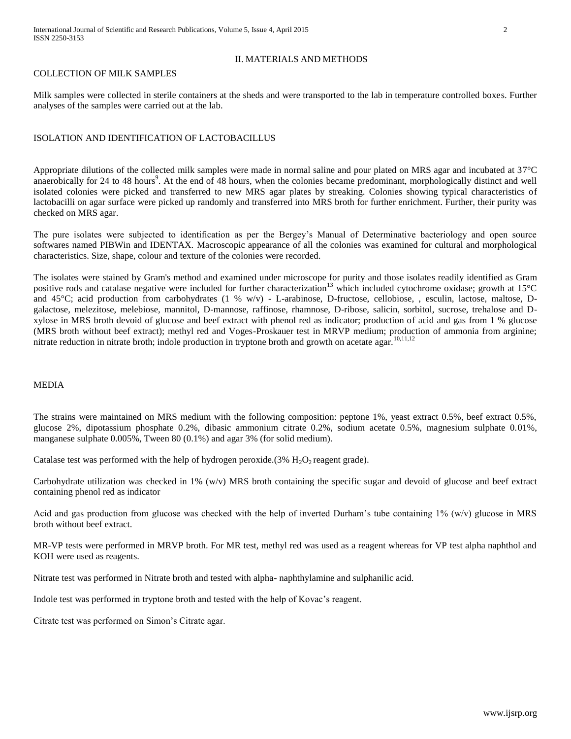## II. MATERIALS AND METHODS

### COLLECTION OF MILK SAMPLES

Milk samples were collected in sterile containers at the sheds and were transported to the lab in temperature controlled boxes. Further analyses of the samples were carried out at the lab.

### ISOLATION AND IDENTIFICATION OF LACTOBACILLUS

Appropriate dilutions of the collected milk samples were made in normal saline and pour plated on MRS agar and incubated at 37°C anaerobically for 24 to 48 hours[9]. At the end of 48 hours, when the colonies became predominant, morphologically distinct and well isolated colonies were picked and transferred to new MRS agar plates by streaking. Colonies showing typical characteristics of lactobacilli on agar surface were picked up randomly and transferred into MRS broth for further enrichment. Further, their purity was checked on MRS agar.

The pure isolates were subjected to identification as per the Bergey's Manual of Determinative bacteriology and open source softwares named PIBWin and IDENTAX. Macroscopic appearance of all the colonies was examined for cultural and morphological characteristics. Size, shape, colour and texture of the colonies were recorded.

The isolates were stained by Gram's method and examined under microscope for purity and those isolates readily identified as Gram positive rods and catalase negative were included for further characterization[13] which included cytochrome oxidase; growth at 15°C and 45°C; acid production from carbohydrates (1 % w/v) - L-arabinose, D-fructose, cellobiose, , esculin, lactose, maltose, D-galactose, melezitose, melebiose, mannitol, D-mannose, raffinose, rhamnose, D-ribose, salicin, sorbitol, sucrose, trehalose and D-xylose in MRS broth devoid of glucose and beef extract with phenol red as indicator; production of acid and gas from 1 % glucose (MRS broth without beef extract); methyl red and Voges-Proskauer test in MRVP medium; production of ammonia from arginine; nitrate reduction in nitrate broth; indole production in tryptone broth and growth on acetate agar.[10,11,12]

### MEDIA

The strains were maintained on MRS medium with the following composition: peptone 1%, yeast extract 0.5%, beef extract 0.5%, glucose 2%, dipotassium phosphate 0.2%, dibasic ammonium citrate 0.2%, sodium acetate 0.5%, magnesium sulphate 0.01%, manganese sulphate 0.005%, Tween 80 (0.1%) and agar 3% (for solid medium).

Catalase test was performed with the help of hydrogen peroxide.(3% $H_2O_2$ reagent grade).

Carbohydrate utilization was checked in 1% (w/v) MRS broth containing the specific sugar and devoid of glucose and beef extract containing phenol red as indicator

Acid and gas production from glucose was checked with the help of inverted Durham's tube containing 1% (w/v) glucose in MRS broth without beef extract.

MR-VP tests were performed in MRVP broth. For MR test, methyl red was used as a reagent whereas for VP test alpha naphthol and KOH were used as reagents.

Nitrate test was performed in Nitrate broth and tested with alpha- naphthylamine and sulphanilic acid.

Indole test was performed in tryptone broth and tested with the help of Kovac's reagent.

Citrate test was performed on Simon's Citrate agar.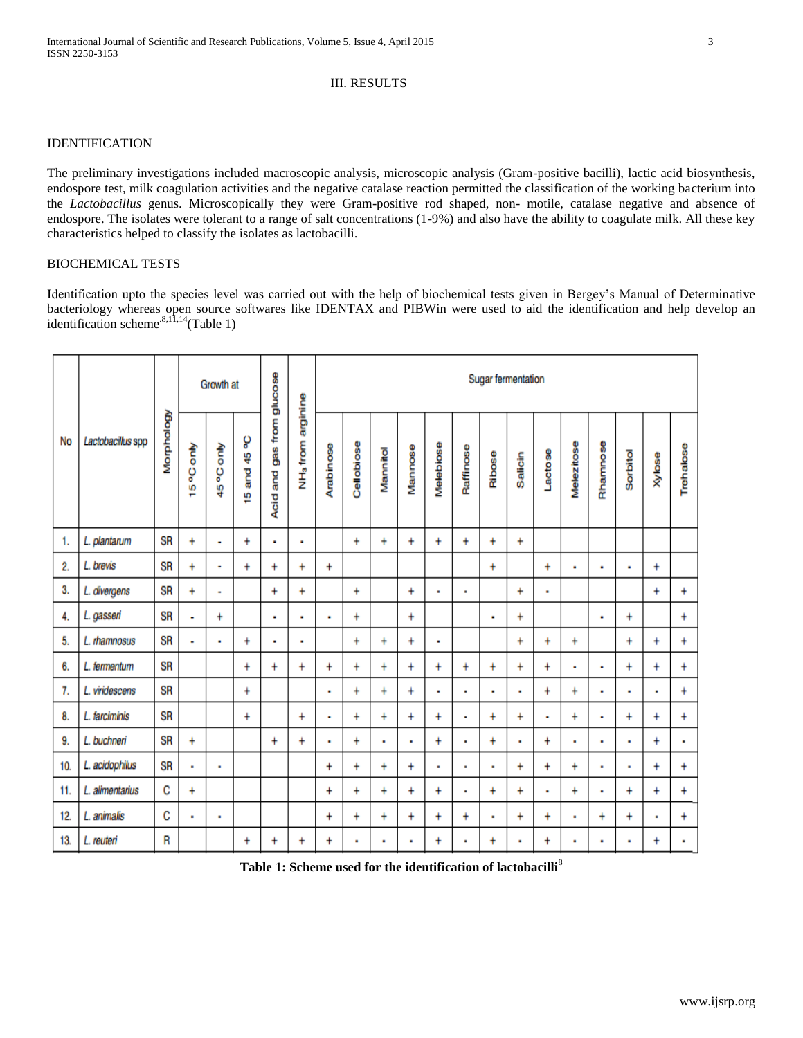### III. RESULTS

#### IDENTIFICATION

The preliminary investigations included macroscopic analysis, microscopic analysis (Gram-positive bacilli), lactic acid biosynthesis, endospore test, milk coagulation activities and the negative catalase reaction permitted the classification of the working bacterium into the *Lactobacillus* genus. Microscopically they were Gram-positive rod shaped, non- motile, catalase negative and absence of endospore. The isolates were tolerant to a range of salt concentrations (1-9%) and also have the ability to coagulate milk. All these key characteristics helped to classify the isolates as lactobacilli.

#### BIOCHEMICAL TESTS

Identification upto the species level was carried out with the help of biochemical tests given in Bergey's Manual of Determinative bacteriology whereas open source softwares like IDENTAX and PIBWin were used to aid the identification and help develop an identification scheme[8,11,14](Table 1)

| No | Lactobacillus spp | Morphology | Growth at | | | Acid and gas from glucose | $NH_3$ from arginine | Sugar fermentation | | | | | | | | | | | | | |
|---|---|---|---|---|---|---|---|---|---|---|---|---|---|---|---|---|---|---|---|---|---|
| | | | 15 °C only | 45 °C only | 15 and 45 °C | | | Arabinose | Cellobiose | Mannitol | Mannose | Melebiose | Raffinose | Ribose | Salicin | Lactose | Melezitose | Rhamnose | Sorbitol | Xylose | Trehalose |
| 1. | *L. plantarum* | SR | + | - | + | - | - | | + | + | + | + | + | + | + | | | | | | |
| 2. | *L. brevis* | SR | + | - | + | + | + | + | | | | | | + | | + | - | - | - | + | |
| 3. | *L. divergens* | SR | + | - | | + | + | | + | | + | - | - | | + | - | | | | + | + |
| 4. | *L. gasseri* | SR | - | + | | - | - | - | + | | + | | | - | + | | | - | + | | + |
| 5. | *L. rhamnosus* | SR | - | - | + | - | - | | + | + | + | - | | | + | + | + | | + | + | + |
| 6. | *L. fermentum* | SR | | | + | + | + | + | + | + | + | + | + | + | + | + | - | - | + | + | + |
| 7. | *L. viridescens* | SR | | | + | | | - | + | + | + | - | - | - | - | + | + | - | - | - | + |
| 8. | *L. farciminis* | SR | | | + | | + | - | + | + | + | + | - | + | + | - | + | - | + | + | + |
| 9. | *L. buchneri* | SR | + | | | + | + | - | + | - | - | + | - | + | - | + | - | - | - | + | - |
| 10. | *L. acidophilus* | SR | - | - | | | | + | + | + | + | - | - | - | + | + | + | - | - | + | + |
| 11. | *L. alimentarius* | C | + | | | | | + | + | + | + | + | - | + | + | - | + | - | + | + | + |
| 12. | *L. animalis* | C | - | - | | | | + | + | + | + | + | + | - | + | + | - | + | + | - | + |
| 13. | *L. reuteri* | R | | | + | + | + | + | - | - | - | + | - | + | - | + | - | - | - | + | - |

**Table 1: Scheme used for the identification of lactobacilli**[8]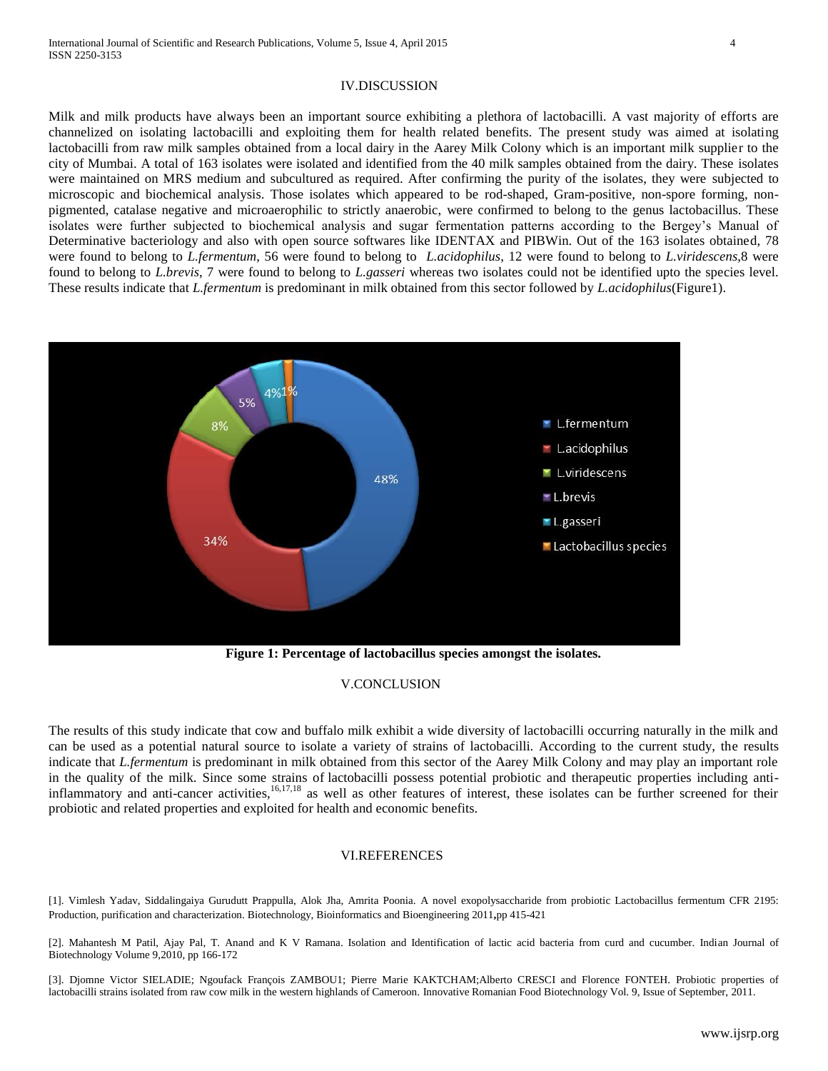## IV.DISCUSSION

Milk and milk products have always been an important source exhibiting a plethora of lactobacilli. A vast majority of efforts are channelized on isolating lactobacilli and exploiting them for health related benefits. The present study was aimed at isolating lactobacilli from raw milk samples obtained from a local dairy in the Aarey Milk Colony which is an important milk supplier to the city of Mumbai. A total of 163 isolates were isolated and identified from the 40 milk samples obtained from the dairy. These isolates were maintained on MRS medium and subcultured as required. After confirming the purity of the isolates, they were subjected to microscopic and biochemical analysis. Those isolates which appeared to be rod-shaped, Gram-positive, non-spore forming, non-pigmented, catalase negative and microaerophilic to strictly anaerobic, were confirmed to belong to the genus lactobacillus. These isolates were further subjected to biochemical analysis and sugar fermentation patterns according to the Bergey's Manual of Determinative bacteriology and also with open source softwares like IDENTAX and PIBWin. Out of the 163 isolates obtained, 78 were found to belong to *L.fermentum*, 56 were found to belong to *L.acidophilus*, 12 were found to belong to *L.viridescens*,8 were found to belong to *L.brevis*, 7 were found to belong to *L.gasseri* whereas two isolates could not be identified upto the species level. These results indicate that *L.fermentum* is predominant in milk obtained from this sector followed by *L.acidophilus*(Figure1).

**Figure 1: Percentage of lactobacillus species amongst the isolates.**

## V.CONCLUSION

The results of this study indicate that cow and buffalo milk exhibit a wide diversity of lactobacilli occurring naturally in the milk and can be used as a potential natural source to isolate a variety of strains of lactobacilli. According to the current study, the results indicate that *L.fermentum* is predominant in milk obtained from this sector of the Aarey Milk Colony and may play an important role in the quality of the milk. Since some strains of lactobacilli possess potential probiotic and therapeutic properties including anti-inflammatory and anti-cancer activities,[16,17,18] as well as other features of interest, these isolates can be further screened for their probiotic and related properties and exploited for health and economic benefits.

## VI.REFERENCES

[1]. Vimlesh Yadav, Siddalingaiya Gurudutt Prappulla, Alok Jha, Amrita Poonia. A novel exopolysaccharide from probiotic Lactobacillus fermentum CFR 2195: Production, purification and characterization. Biotechnology, Bioinformatics and Bioengineering 2011**,**pp 415-421

[2]. Mahantesh M Patil, Ajay Pal, T. Anand and K V Ramana. Isolation and Identification of lactic acid bacteria from curd and cucumber. Indian Journal of Biotechnology Volume 9,2010, pp 166-172

[3]. Djomne Victor SIELADIE; Ngoufack François ZAMBOU1; Pierre Marie KAKTCHAM;Alberto CRESCI and Florence FONTEH. Probiotic properties of lactobacilli strains isolated from raw cow milk in the western highlands of Cameroon. Innovative Romanian Food Biotechnology Vol. 9, Issue of September, 2011.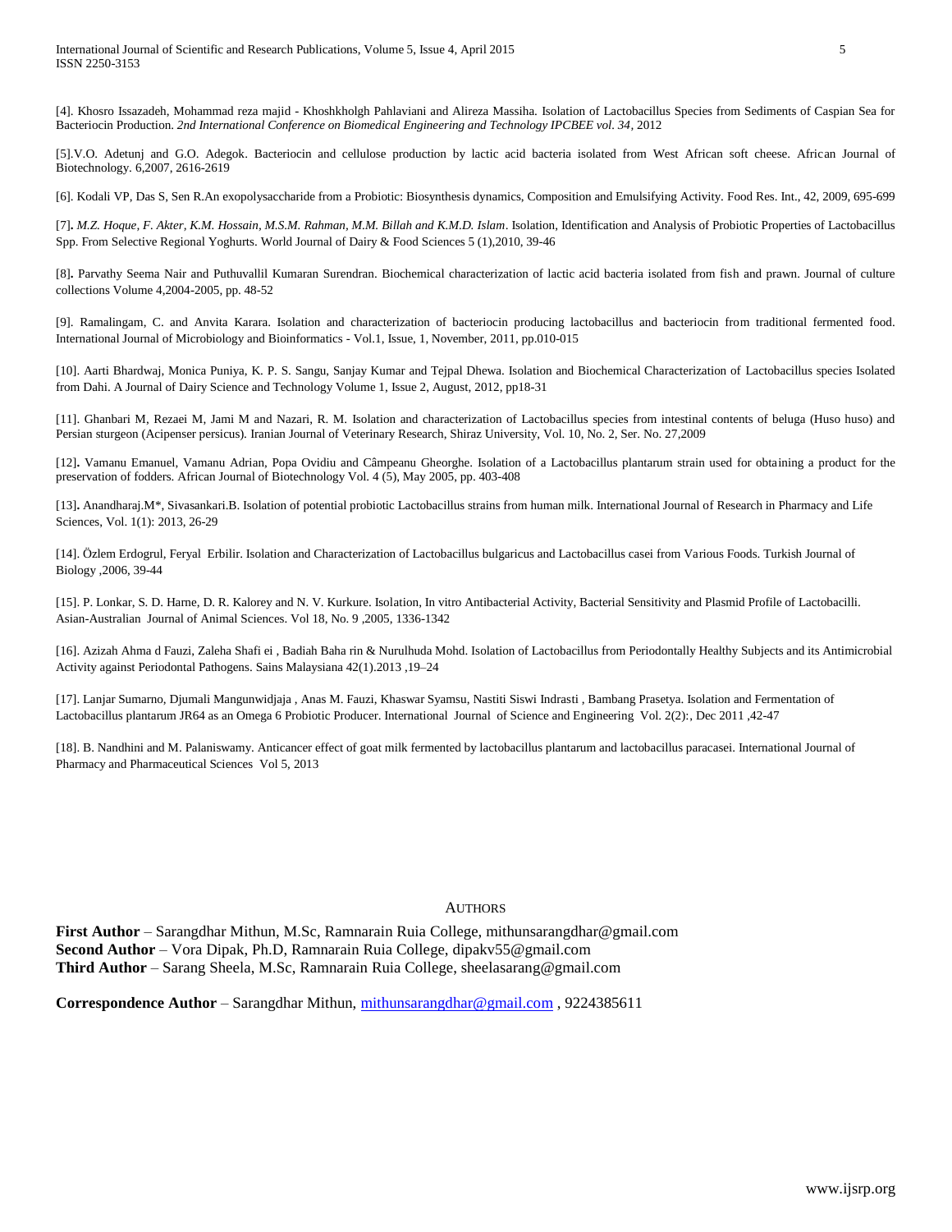[4]. Khosro Issazadeh, Mohammad reza majid - Khoshkholgh Pahlaviani and Alireza Massiha. Isolation of Lactobacillus Species from Sediments of Caspian Sea for Bacteriocin Production. *2nd International Conference on Biomedical Engineering and Technology IPCBEE vol. 34*, 2012

[5].V.O. Adetunj and G.O. Adegok. Bacteriocin and cellulose production by lactic acid bacteria isolated from West African soft cheese. African Journal of Biotechnology. 6,2007, 2616-2619

[6]. Kodali VP, Das S, Sen R.An exopolysaccharide from a Probiotic: Biosynthesis dynamics, Composition and Emulsifying Activity. Food Res. Int., 42, 2009, 695-699

[7]**.** *M.Z. Hoque, F. Akter, K.M. Hossain, M.S.M. Rahman, M.M. Billah and K.M.D. Islam*. Isolation, Identification and Analysis of Probiotic Properties of Lactobacillus Spp. From Selective Regional Yoghurts. World Journal of Dairy & Food Sciences 5 (1),2010, 39-46

[8]**.** Parvathy Seema Nair and Puthuvallil Kumaran Surendran. Biochemical characterization of lactic acid bacteria isolated from fish and prawn. Journal of culture collections Volume 4,2004-2005, pp. 48-52

[9]. Ramalingam, C. and Anvita Karara. Isolation and characterization of bacteriocin producing lactobacillus and bacteriocin from traditional fermented food. International Journal of Microbiology and Bioinformatics - Vol.1, Issue, 1, November, 2011, pp.010-015

[10]. Aarti Bhardwaj, Monica Puniya, K. P. S. Sangu, Sanjay Kumar and Tejpal Dhewa. Isolation and Biochemical Characterization of Lactobacillus species Isolated from Dahi. A Journal of Dairy Science and Technology Volume 1, Issue 2, August, 2012, pp18-31

[11]. Ghanbari M, Rezaei M, Jami M and Nazari, R. M. Isolation and characterization of Lactobacillus species from intestinal contents of beluga (Huso huso) and Persian sturgeon (Acipenser persicus). Iranian Journal of Veterinary Research, Shiraz University, Vol. 10, No. 2, Ser. No. 27,2009

[12]**.** Vamanu Emanuel, Vamanu Adrian, Popa Ovidiu and Câmpeanu Gheorghe. Isolation of a Lactobacillus plantarum strain used for obtaining a product for the preservation of fodders. African Journal of Biotechnology Vol. 4 (5), May 2005, pp. 403-408

[13]**.** Anandharaj.M*, Sivasankari.B. Isolation of potential probiotic Lactobacillus strains from human milk. International Journal of Research in Pharmacy and Life Sciences, Vol. 1(1): 2013, 26-29

[14]. Özlem Erdogrul, Feryal Erbilir. Isolation and Characterization of Lactobacillus bulgaricus and Lactobacillus casei from Various Foods. Turkish Journal of Biology ,2006, 39-44

[15]. P. Lonkar, S. D. Harne, D. R. Kalorey and N. V. Kurkure. Isolation, In vitro Antibacterial Activity, Bacterial Sensitivity and Plasmid Profile of Lactobacilli. Asian-Australian Journal of Animal Sciences. Vol 18, No. 9 ,2005, 1336-1342

[16]. Azizah Ahma d Fauzi, Zaleha Shafi ei , Badiah Baha rin & Nurulhuda Mohd. Isolation of Lactobacillus from Periodontally Healthy Subjects and its Antimicrobial Activity against Periodontal Pathogens. Sains Malaysiana 42(1).2013 ,19–24

[17]. Lanjar Sumarno, Djumali Mangunwidjaja , Anas M. Fauzi, Khaswar Syamsu, Nastiti Siswi Indrasti , Bambang Prasetya. Isolation and Fermentation of Lactobacillus plantarum JR64 as an Omega 6 Probiotic Producer. International Journal of Science and Engineering Vol. 2(2):, Dec 2011 ,42-47

[18]. B. Nandhini and M. Palaniswamy. Anticancer effect of goat milk fermented by lactobacillus plantarum and lactobacillus paracasei. International Journal of Pharmacy and Pharmaceutical Sciences Vol 5, 2013

## Authors

**First Author** – Sarangdhar Mithun, M.Sc, Ramnarain Ruia College, mithunsarangdhar@gmail.com
**Second Author** – Vora Dipak, Ph.D, Ramnarain Ruia College, dipakv55@gmail.com
**Third Author** – Sarang Sheela, M.Sc, Ramnarain Ruia College, sheelasarang@gmail.com

**Correspondence Author** – Sarangdhar Mithun, mithunsarangdhar@gmail.com , 9224385611